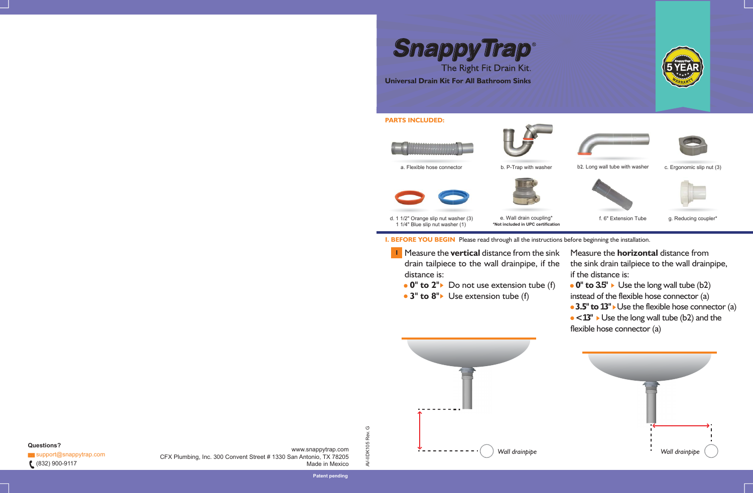# SnappyTrap®

The Right Fit Drain Kit.

**Universal Drain Kit For All Bathroom Sinks**

5 YEAR WARRANTY

## PARTS INCLUDED:

- a. Flexible hose connector
- b. P-Trap with washer
- b2. Long wall tube with washer
- c. Ergonomic slip nut (3)
- d. 1 1/2" Orange slip nut washer (3)
  1 1/4" Blue slip nut washer (1)
- e. Wall drain coupling*
  *Not included in UPC certification
- f. 6" Extension Tube
- g. Reducing coupler*

## I. BEFORE YOU BEGIN

Please read through all the instructions before beginning the installation.

**1** Measure the **vertical** distance from the sink drain tailpiece to the wall drainpipe, if the distance is:

- **0" to 2"** ▸ Do not use extension tube (f)
- **3" to 8"** ▸ Use extension tube (f)

Measure the **horizontal** distance from the sink drain tailpiece to the wall drainpipe, if the distance is:

- **0" to 3.5"** ▸ Use the long wall tube (b2) instead of the flexible hose connector (a)
- **3.5" to 13"** ▸ Use the flexible hose connector (a)
- **<13"** ▸ Use the long wall tube (b2) and the flexible hose connector (a)

*Wall drainpipe*

*Wall drainpipe*

**Questions?**

support@snappytrap.com

(832) 900-9117

www.snappytrap.com

CFX Plumbing, Inc. 300 Convent Street # 1330 San Antonio, TX 78205

Made in Mexico

AV-IIDK105 Rev. G

Patent pending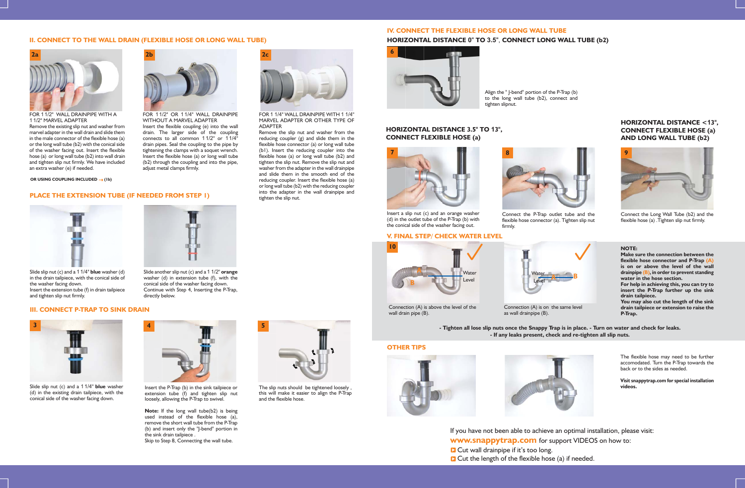## II. CONNECT TO THE WALL DRAIN (FLEXIBLE HOSE OR LONG WALL TUBE)

**2a**

FOR 1 1/2" WALL DRAINPIPE WITH A 1 1/2" MARVEL ADAPTER

Remove the existing slip nut and washer from marvel adapter in the wall drain and slide them in the male connector of the flexible hose (a) or the long wall tube (b2) with the conical side of the washer facing out. Insert the flexible hose (a) or long wall tube (b2) into wall drain and tighten slip nut firmly. We have included an extra washer (e) if needed.

**OR USING COUPLING INCLUDED → (1b)**

**2b**

FOR 1 1/2" OR 1 1/4" WALL DRAINPIPE WITHOUT A MARVEL ADAPTER

Insert the flexible coupling (e) into the wall drain. The larger side of the coupling connects to all common 1 1/2" or 1 1/4" drain pipes. Seal the coupling to the pipe by tightening the clamps with a soquet wrench. Insert the flexible hose (a) or long wall tube (b2) through the coupling and into the pipe, adjust metal clamps firmly.

**2c**

FOR 1 1/4" WALL DRAINPIPE WITH 1 1/4" MARVEL ADAPTER OR OTHER TYPE OF ADAPTER

Remove the slip nut and washer from the reducing coupler (g) and slide them in the flexible hose connector (a) or long wall tube (b1). Insert the reducing coupler into the flexible hose (a) or long wall tube (b2) and tighten the slip nut. Remove the slip nut and washer from the adapter in the wall drainpipe and slide them in the smooth end of the reducing coupler. Insert the flexible hose (a) or long wall tube (b2) with the reducing coupler into the adapter in the wall drainpipe and tighten the slip nut.

## PLACE THE EXTENSION TUBE (IF NEEDED FROM STEP 1)

Slide slip nut (c) and a 1 1/4" **blue** washer (d) in the drain tailpiece, with the conical side of the washer facing down.
Insert the extension tube (f) in drain tailpiece and tighten slip nut firmly.

Slide another slip nut (c) and a 1 1/2" **orange** washer (d) in extension tube (f), with the conical side of the washer facing down.
Continue with Step 4, Inserting the P-Trap, directly below.

## III. CONNECT P-TRAP TO SINK DRAIN

**3**

Slide slip nut (c) and a 1 1/4" **blue** washer (d) in the existing drain tailpiece, with the conical side of the washer facing down.

**4**

Insert the P-Trap (b) in the sink tailpiece or extension tube (f) and tighten slip nut loosely, allowing the P-Trap to swivel.

**Note:** If the long wall tube(b2) is being used instead of the flexible hose (a), remove the short wall tube from the P-Trap (b) and insert only the "J-bend" portion in the sink drain tailpiece .
Skip to Step 8, Connecting the wall tube.

**5**

The slip nuts should be tightened loosely , this will make it easier to align the P-Trap and the flexible hose.

## IV. CONNECT THE FLEXIBLE HOSE OR LONG WALL TUBE

### HORIZONTAL DISTANCE 0" TO 3.5", CONNECT LONG WALL TUBE (b2)

**6**

Align the " J-bend" portion of the P-Trap (b) to the long wall tube (b2), connect and tighten slipnut.

### HORIZONTAL DISTANCE 3.5" TO 13", CONNECT FLEXIBLE HOSE (a)

**7**

Insert a slip nut (c) and an orange washer (d) in the outlet tube of the P-Trap (b) with the conical side of the washer facing out.

**8**

Connect the P-Trap outlet tube and the flexible hose connector (a). Tighten slip nut firmly.

### HORIZONTAL DISTANCE <13", CONNECT FLEXIBLE HOSE (a) AND LONG WALL TUBE (b2)

**9**

Connect the Long Wall Tube (b2) and the flexible hose (a) .Tighten slip nut firmly.

## V. FINAL STEP/ CHECK WATER LEVEL

**10**

A
B
Water Level

Connection (A) is above the level of the wall drain pipe (B).

Water Level
A
B

Connection (A) is on the same level as wall drainpipe (B).

**NOTE:**
**Make sure the connection between the flexible hose connector and P-Trap (A) is on or above the level of the wall drainpipe (B), in order to prevent standing water in the hose section.**
**For help in achieving this, you can try to insert the P-Trap further up the sink drain tailpiece.**
**You may also cut the length of the sink drain tailpiece or extension to raise the P-Trap.**

**- Tighten all lose slip nuts once the Snappy Trap is in place. - Turn on water and check for leaks.**
**- If any leaks present, check and re-tighten all slip nuts.**

## OTHER TIPS

The flexible hose may need to be further accomodated. Turn the P-Trap towards the back or to the sides as needed.

**Visit snappytrap.com for special installation videos.**

If you have not been able to achieve an optimal installation, please visit:
**www.snappytrap.com** for support VIDEOS on how to:

- Cut wall drainpipe if it's too long.
- Cut the length of the flexible hose (a) if needed.